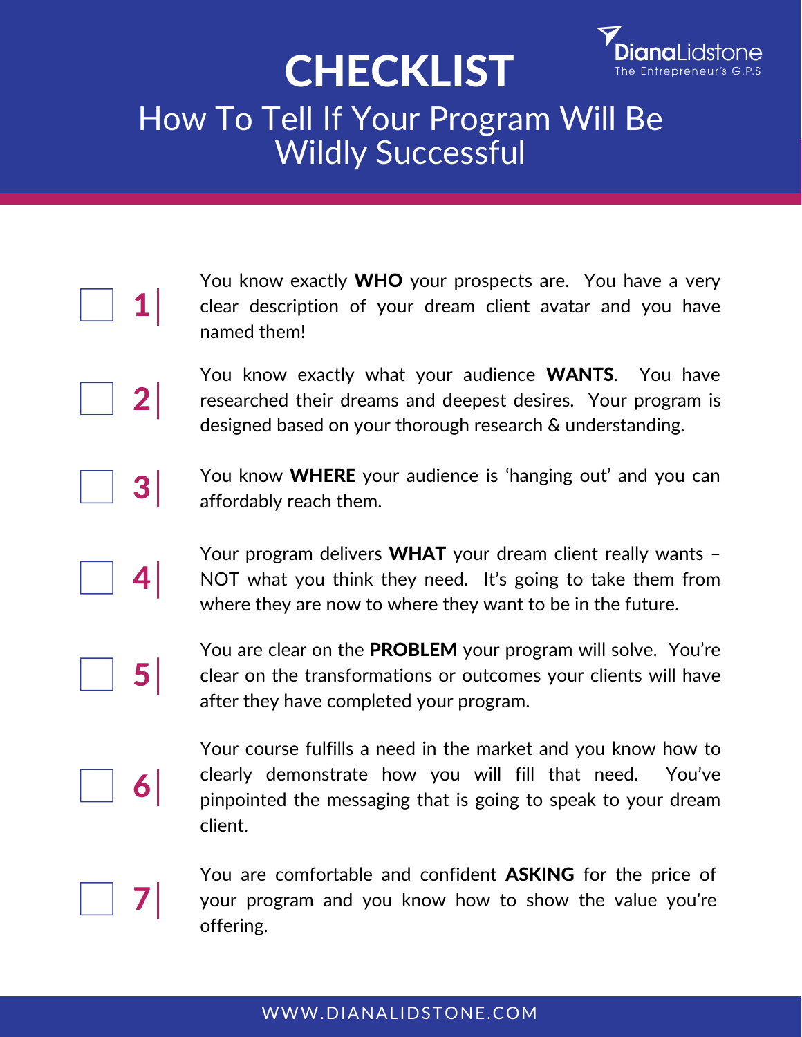# CHECKLIST

DianaLidstone
The Entrepreneur's G.P.S.

## How To Tell If Your Program Will Be Wildly Successful

- [ ] **1** | You know exactly **WHO** your prospects are. You have a very clear description of your dream client avatar and you have named them!

- [ ] **2** | You know exactly what your audience **WANTS**. You have researched their dreams and deepest desires. Your program is designed based on your thorough research & understanding.

- [ ] **3** | You know **WHERE** your audience is 'hanging out' and you can affordably reach them.

- [ ] **4** | Your program delivers **WHAT** your dream client really wants – NOT what you think they need. It's going to take them from where they are now to where they want to be in the future.

- [ ] **5** | You are clear on the **PROBLEM** your program will solve. You're clear on the transformations or outcomes your clients will have after they have completed your program.

- [ ] **6** | Your course fulfills a need in the market and you know how to clearly demonstrate how you will fill that need. You've pinpointed the messaging that is going to speak to your dream client.

- [ ] **7** | You are comfortable and confident **ASKING** for the price of your program and you know how to show the value you're offering.

WWW.DIANALIDSTONE.COM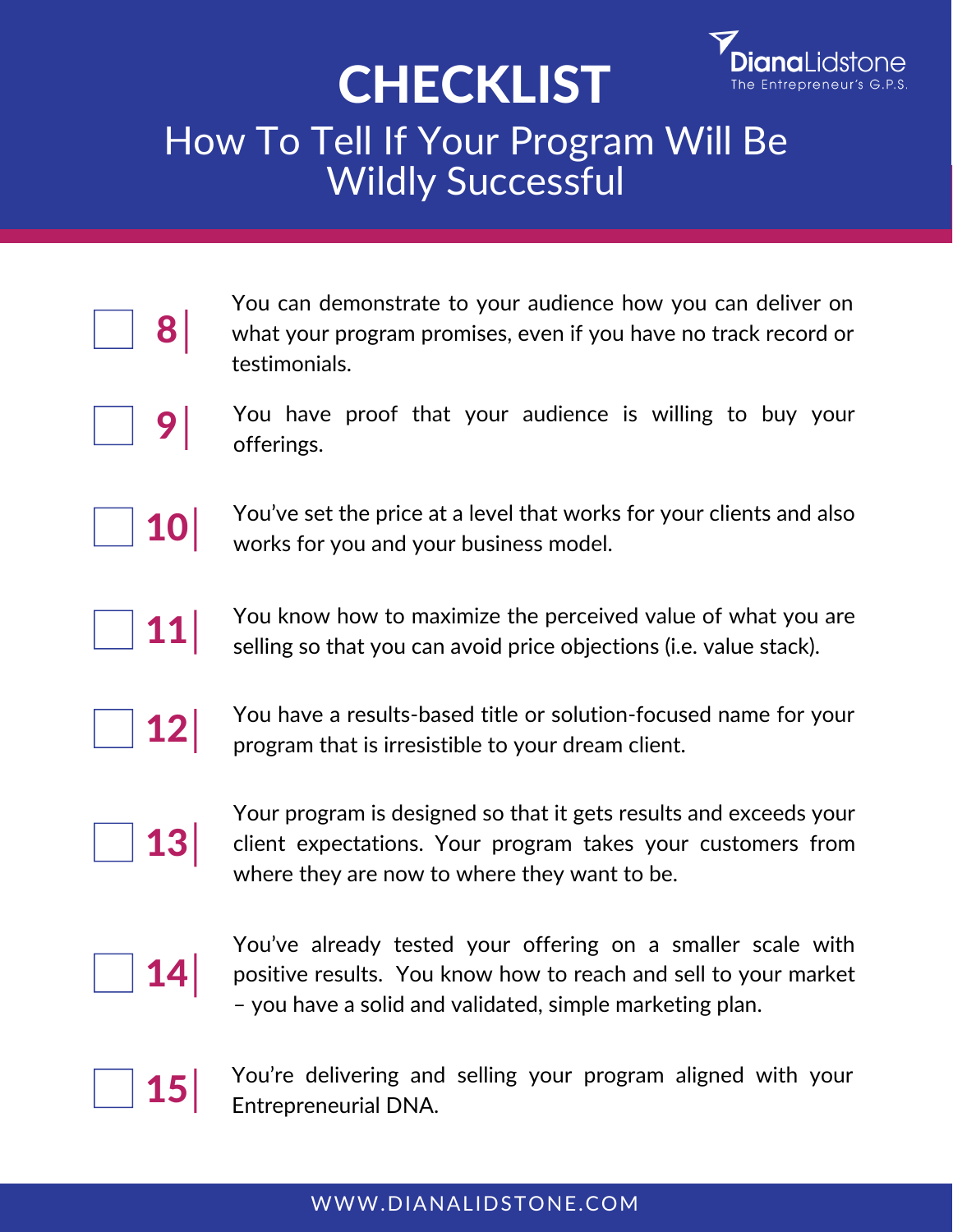# CHECKLIST

DianaLidstone
The Entrepreneur's G.P.S.

## How To Tell If Your Program Will Be Wildly Successful

- [ ] **8** | You can demonstrate to your audience how you can deliver on what your program promises, even if you have no track record or testimonials.
- [ ] **9** | You have proof that your audience is willing to buy your offerings.
- [ ] **10** | You've set the price at a level that works for your clients and also works for you and your business model.
- [ ] **11** | You know how to maximize the perceived value of what you are selling so that you can avoid price objections (i.e. value stack).
- [ ] **12** | You have a results-based title or solution-focused name for your program that is irresistible to your dream client.
- [ ] **13** | Your program is designed so that it gets results and exceeds your client expectations. Your program takes your customers from where they are now to where they want to be.
- [ ] **14** | You've already tested your offering on a smaller scale with positive results. You know how to reach and sell to your market – you have a solid and validated, simple marketing plan.
- [ ] **15** | You're delivering and selling your program aligned with your Entrepreneurial DNA.

WWW.DIANALIDSTONE.COM